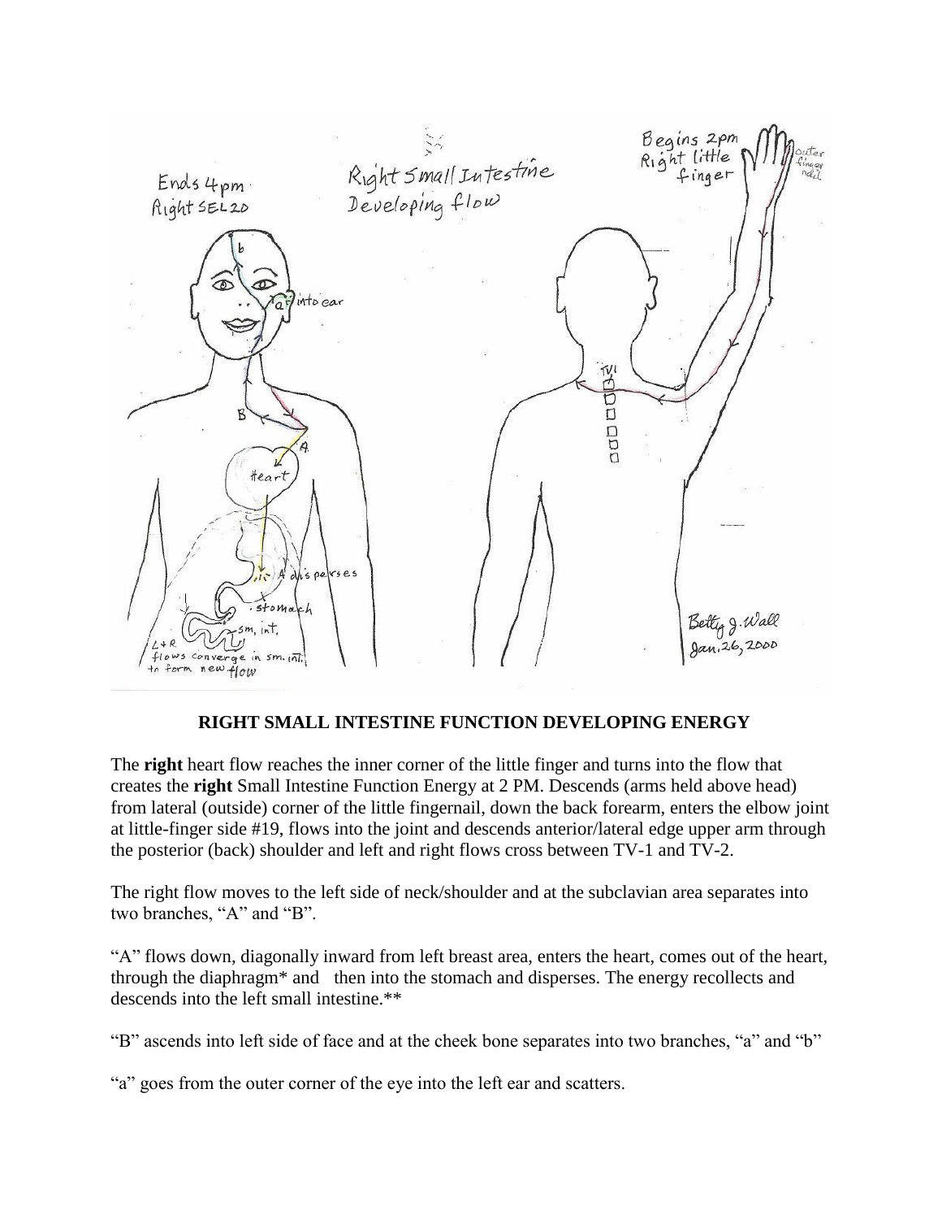## RIGHT SMALL INTESTINE FUNCTION DEVELOPING ENERGY

The **right** heart flow reaches the inner corner of the little finger and turns into the flow that creates the **right** Small Intestine Function Energy at 2 PM. Descends (arms held above head) from lateral (outside) corner of the little fingernail, down the back forearm, enters the elbow joint at little-finger side #19, flows into the joint and descends anterior/lateral edge upper arm through the posterior (back) shoulder and left and right flows cross between TV-1 and TV-2.

The right flow moves to the left side of neck/shoulder and at the subclavian area separates into two branches, "A" and "B".

"A" flows down, diagonally inward from left breast area, enters the heart, comes out of the heart, through the diaphragm* and then into the stomach and disperses. The energy recollects and descends into the left small intestine.**

"B" ascends into left side of face and at the cheek bone separates into two branches, "a" and "b"

"a" goes from the outer corner of the eye into the left ear and scatters.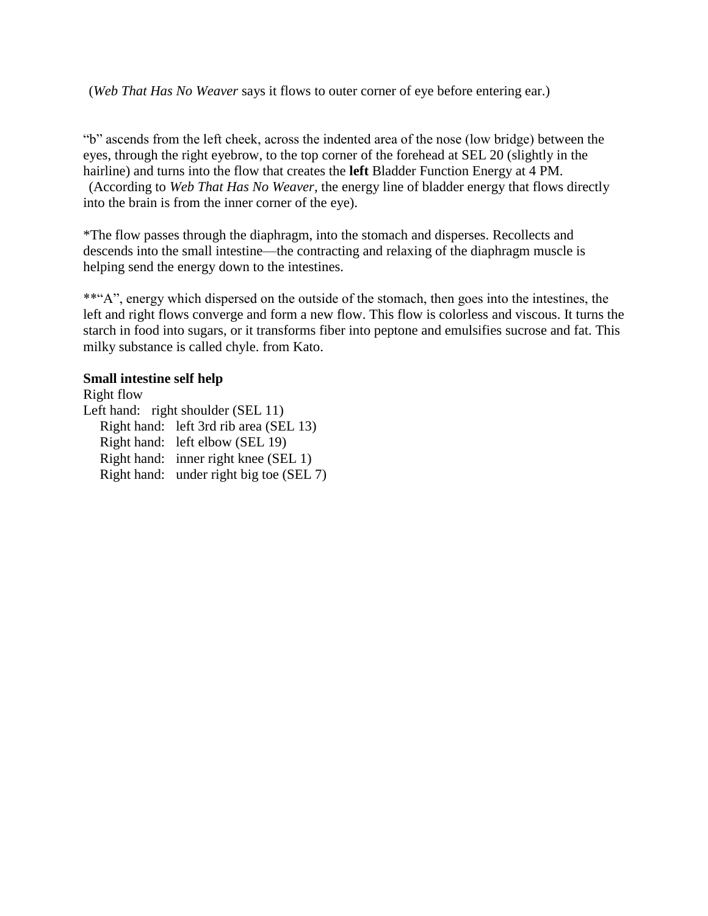(*Web That Has No Weaver* says it flows to outer corner of eye before entering ear.)

"b" ascends from the left cheek, across the indented area of the nose (low bridge) between the eyes, through the right eyebrow, to the top corner of the forehead at SEL 20 (slightly in the hairline) and turns into the flow that creates the **left** Bladder Function Energy at 4 PM. (According to *Web That Has No Weaver*, the energy line of bladder energy that flows directly into the brain is from the inner corner of the eye).

*The flow passes through the diaphragm, into the stomach and disperses. Recollects and descends into the small intestine—the contracting and relaxing of the diaphragm muscle is helping send the energy down to the intestines.

**"A", energy which dispersed on the outside of the stomach, then goes into the intestines, the left and right flows converge and form a new flow. This flow is colorless and viscous. It turns the starch in food into sugars, or it transforms fiber into peptone and emulsifies sucrose and fat. This milky substance is called chyle. from Kato.

**Small intestine self help**

Right flow

Left hand: right shoulder (SEL 11)

- Right hand: left 3rd rib area (SEL 13)
- Right hand: left elbow (SEL 19)
- Right hand: inner right knee (SEL 1)
- Right hand: under right big toe (SEL 7)